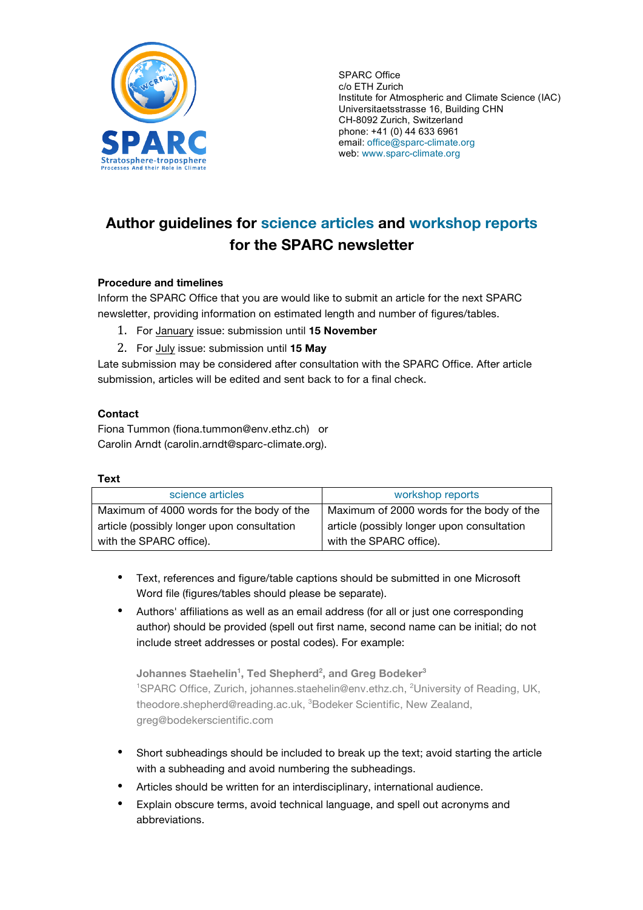SPARC Office
c/o ETH Zurich
Institute for Atmospheric and Climate Science (IAC)
Universitaetsstrasse 16, Building CHN
CH-8092 Zurich, Switzerland
phone: +41 (0) 44 633 6961
email: office@sparc-climate.org
web: www.sparc-climate.org

# Author guidelines for science articles and workshop reports for the SPARC newsletter

**Procedure and timelines**

Inform the SPARC Office that you are would like to submit an article for the next SPARC newsletter, providing information on estimated length and number of figures/tables.

1. For January issue: submission until **15 November**
2. For July issue: submission until **15 May**

Late submission may be considered after consultation with the SPARC Office. After article submission, articles will be edited and sent back to for a final check.

**Contact**

Fiona Tummon (fiona.tummon@env.ethz.ch) or
Carolin Arndt (carolin.arndt@sparc-climate.org).

**Text**

| science articles | workshop reports |
| --- | --- |
| Maximum of 4000 words for the body of the article (possibly longer upon consultation with the SPARC office). | Maximum of 2000 words for the body of the article (possibly longer upon consultation with the SPARC office). |

- Text, references and figure/table captions should be submitted in one Microsoft Word file (figures/tables should please be separate).
- Authors' affiliations as well as an email address (for all or just one corresponding author) should be provided (spell out first name, second name can be initial; do not include street addresses or postal codes). For example:

  **Johannes Staehelin[1], Ted Shepherd[2], and Greg Bodeker[3]**
  [1]SPARC Office, Zurich, johannes.staehelin@env.ethz.ch, [2]University of Reading, UK, theodore.shepherd@reading.ac.uk, [3]Bodeker Scientific, New Zealand, greg@bodekerscientific.com

- Short subheadings should be included to break up the text; avoid starting the article with a subheading and avoid numbering the subheadings.
- Articles should be written for an interdisciplinary, international audience.
- Explain obscure terms, avoid technical language, and spell out acronyms and abbreviations.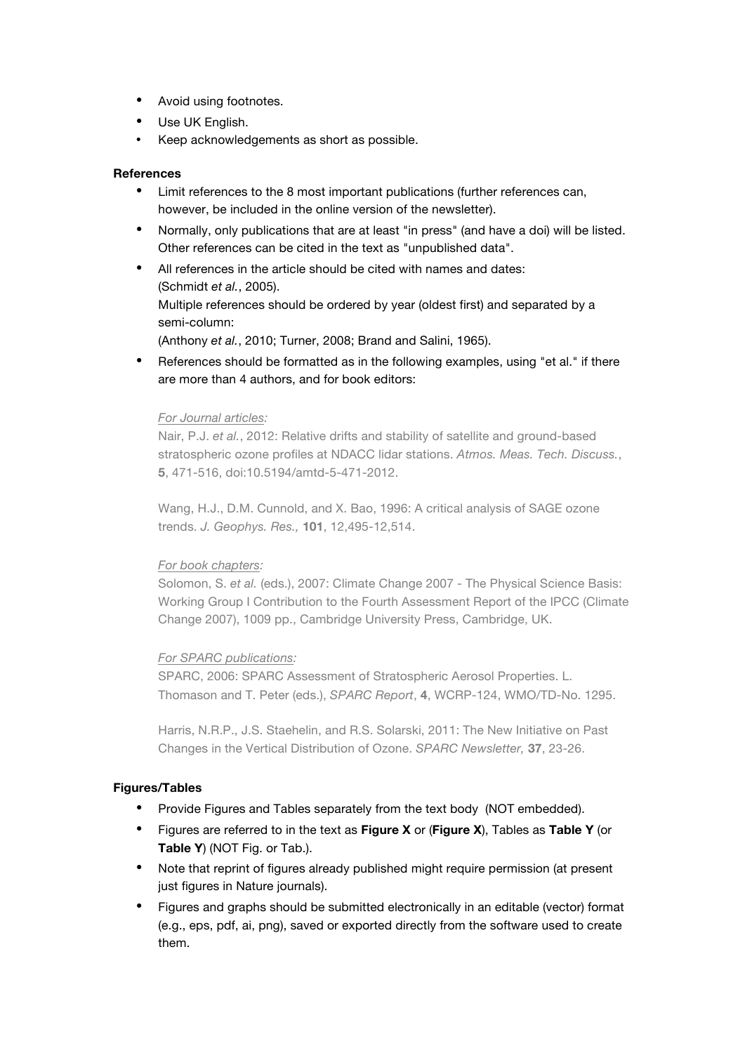- Avoid using footnotes.
- Use UK English.
- Keep acknowledgements as short as possible.

**References**

- Limit references to the 8 most important publications (further references can, however, be included in the online version of the newsletter).
- Normally, only publications that are at least "in press" (and have a doi) will be listed. Other references can be cited in the text as "unpublished data".
- All references in the article should be cited with names and dates: (Schmidt *et al.*, 2005).
  Multiple references should be ordered by year (oldest first) and separated by a semi-column:
  (Anthony *et al.*, 2010; Turner, 2008; Brand and Salini, 1965).
- References should be formatted as in the following examples, using "et al." if there are more than 4 authors, and for book editors:

  *For Journal articles:*

  Nair, P.J. *et al.*, 2012: Relative drifts and stability of satellite and ground-based stratospheric ozone profiles at NDACC lidar stations. *Atmos. Meas. Tech. Discuss.*, **5**, 471-516, doi:10.5194/amtd-5-471-2012.

  Wang, H.J., D.M. Cunnold, and X. Bao, 1996: A critical analysis of SAGE ozone trends. *J. Geophys. Res.,* **101**, 12,495-12,514.

  *For book chapters:*

  Solomon, S. *et al.* (eds.), 2007: Climate Change 2007 - The Physical Science Basis: Working Group I Contribution to the Fourth Assessment Report of the IPCC (Climate Change 2007), 1009 pp., Cambridge University Press, Cambridge, UK.

  *For SPARC publications:*

  SPARC, 2006: SPARC Assessment of Stratospheric Aerosol Properties. L. Thomason and T. Peter (eds.), *SPARC Report*, **4**, WCRP-124, WMO/TD-No. 1295.

  Harris, N.R.P., J.S. Staehelin, and R.S. Solarski, 2011: The New Initiative on Past Changes in the Vertical Distribution of Ozone. *SPARC Newsletter,* **37**, 23-26.

**Figures/Tables**

- Provide Figures and Tables separately from the text body (NOT embedded).
- Figures are referred to in the text as **Figure X** or (**Figure X**), Tables as **Table Y** (or **Table Y**) (NOT Fig. or Tab.).
- Note that reprint of figures already published might require permission (at present just figures in Nature journals).
- Figures and graphs should be submitted electronically in an editable (vector) format (e.g., eps, pdf, ai, png), saved or exported directly from the software used to create them.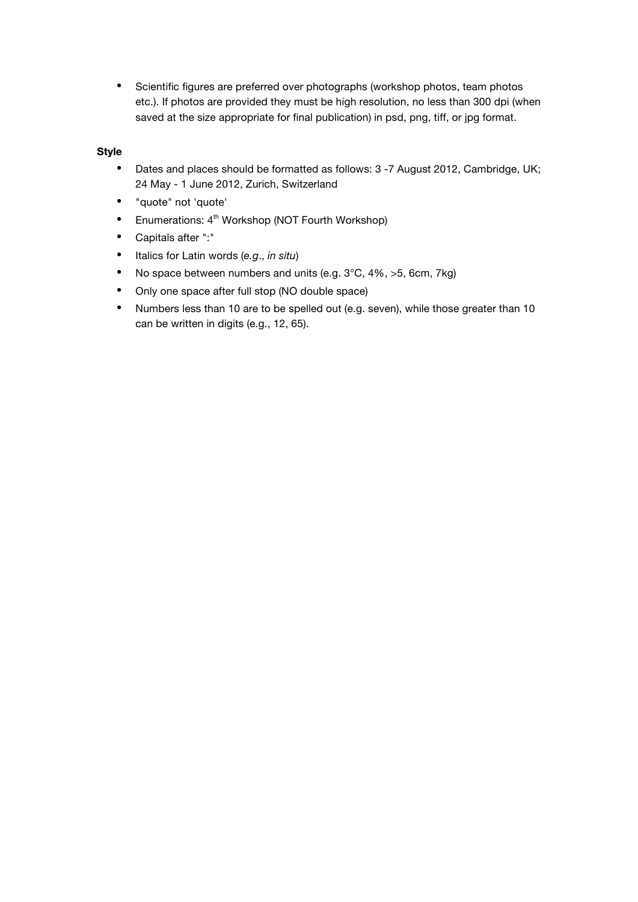- Scientific figures are preferred over photographs (workshop photos, team photos etc.). If photos are provided they must be high resolution, no less than 300 dpi (when saved at the size appropriate for final publication) in psd, png, tiff, or jpg format.

**Style**

- Dates and places should be formatted as follows: 3 -7 August 2012, Cambridge, UK; 24 May - 1 June 2012, Zurich, Switzerland
- "quote" not 'quote'
- Enumerations: 4th Workshop (NOT Fourth Workshop)
- Capitals after ":"
- Italics for Latin words (*e.g*., *in situ*)
- No space between numbers and units (e.g. 3°C, 4%, >5, 6cm, 7kg)
- Only one space after full stop (NO double space)
- Numbers less than 10 are to be spelled out (e.g. seven), while those greater than 10 can be written in digits (e.g., 12, 65).